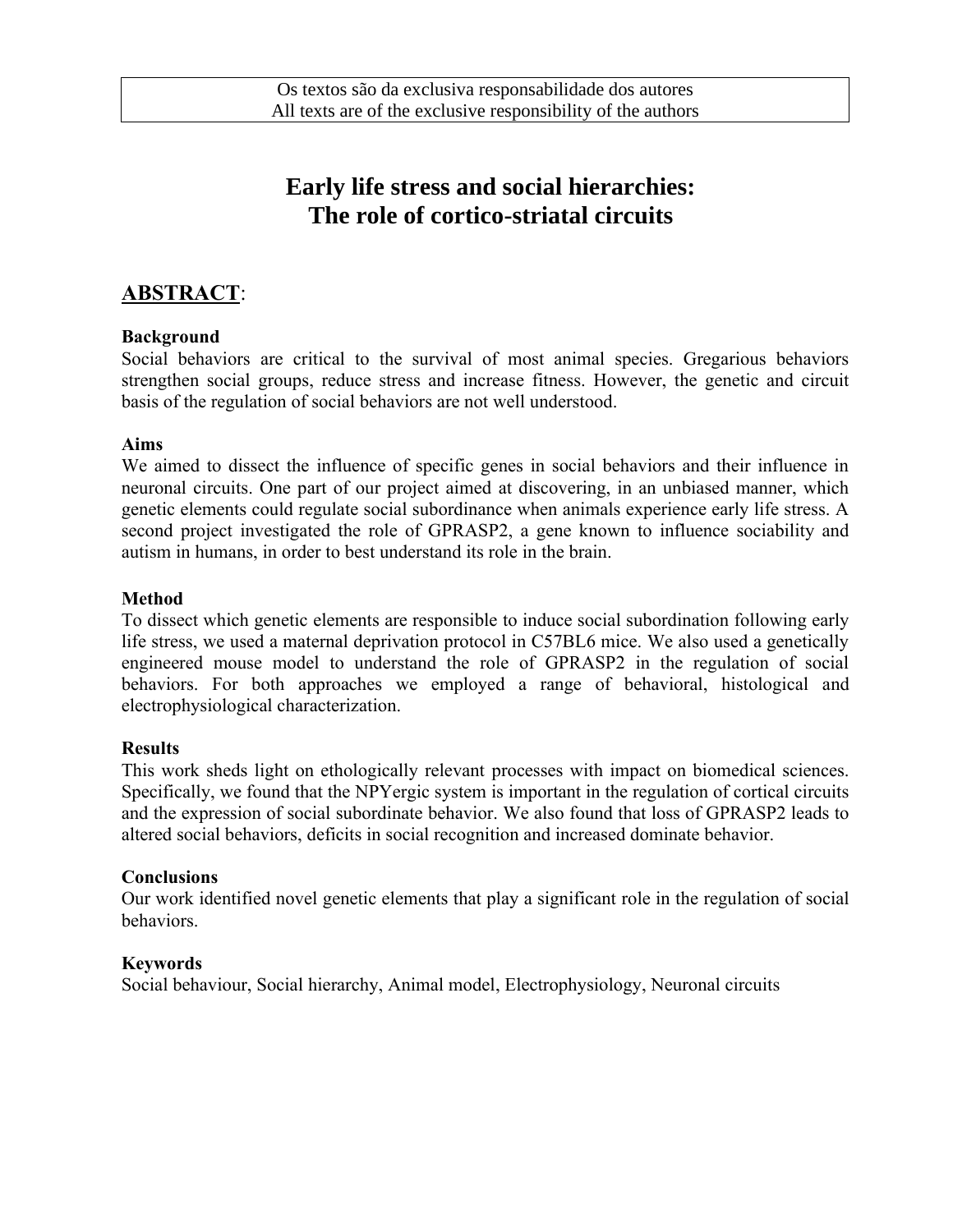Os textos são da exclusiva responsabilidade dos autores
All texts are of the exclusive responsibility of the authors

# Early life stress and social hierarchies: The role of cortico-striatal circuits

## ABSTRACT:

**Background**
Social behaviors are critical to the survival of most animal species. Gregarious behaviors strengthen social groups, reduce stress and increase fitness. However, the genetic and circuit basis of the regulation of social behaviors are not well understood.

**Aims**
We aimed to dissect the influence of specific genes in social behaviors and their influence in neuronal circuits. One part of our project aimed at discovering, in an unbiased manner, which genetic elements could regulate social subordinance when animals experience early life stress. A second project investigated the role of GPRASP2, a gene known to influence sociability and autism in humans, in order to best understand its role in the brain.

**Method**
To dissect which genetic elements are responsible to induce social subordination following early life stress, we used a maternal deprivation protocol in C57BL6 mice. We also used a genetically engineered mouse model to understand the role of GPRASP2 in the regulation of social behaviors. For both approaches we employed a range of behavioral, histological and electrophysiological characterization.

**Results**
This work sheds light on ethologically relevant processes with impact on biomedical sciences. Specifically, we found that the NPYergic system is important in the regulation of cortical circuits and the expression of social subordinate behavior. We also found that loss of GPRASP2 leads to altered social behaviors, deficits in social recognition and increased dominate behavior.

**Conclusions**
Our work identified novel genetic elements that play a significant role in the regulation of social behaviors.

**Keywords**
Social behaviour, Social hierarchy, Animal model, Electrophysiology, Neuronal circuits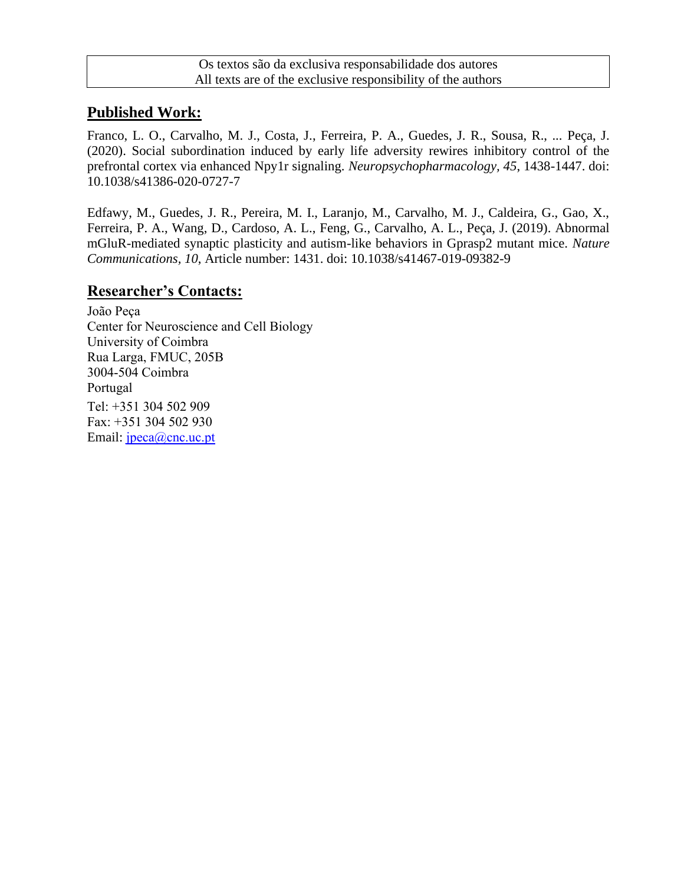Os textos são da exclusiva responsabilidade dos autores
All texts are of the exclusive responsibility of the authors

## Published Work:

Franco, L. O., Carvalho, M. J., Costa, J., Ferreira, P. A., Guedes, J. R., Sousa, R., ... Peça, J. (2020). Social subordination induced by early life adversity rewires inhibitory control of the prefrontal cortex via enhanced Npy1r signaling. *Neuropsychopharmacology*, *45*, 1438-1447. doi: 10.1038/s41386-020-0727-7

Edfawy, M., Guedes, J. R., Pereira, M. I., Laranjo, M., Carvalho, M. J., Caldeira, G., Gao, X., Ferreira, P. A., Wang, D., Cardoso, A. L., Feng, G., Carvalho, A. L., Peça, J. (2019). Abnormal mGluR-mediated synaptic plasticity and autism-like behaviors in Gprasp2 mutant mice. *Nature Communications*, *10*, Article number: 1431. doi: 10.1038/s41467-019-09382-9

## Researcher's Contacts:

João Peça
Center for Neuroscience and Cell Biology
University of Coimbra
Rua Larga, FMUC, 205B
3004-504 Coimbra
Portugal
Tel: +351 304 502 909
Fax: +351 304 502 930
Email: jpeca@cnc.uc.pt